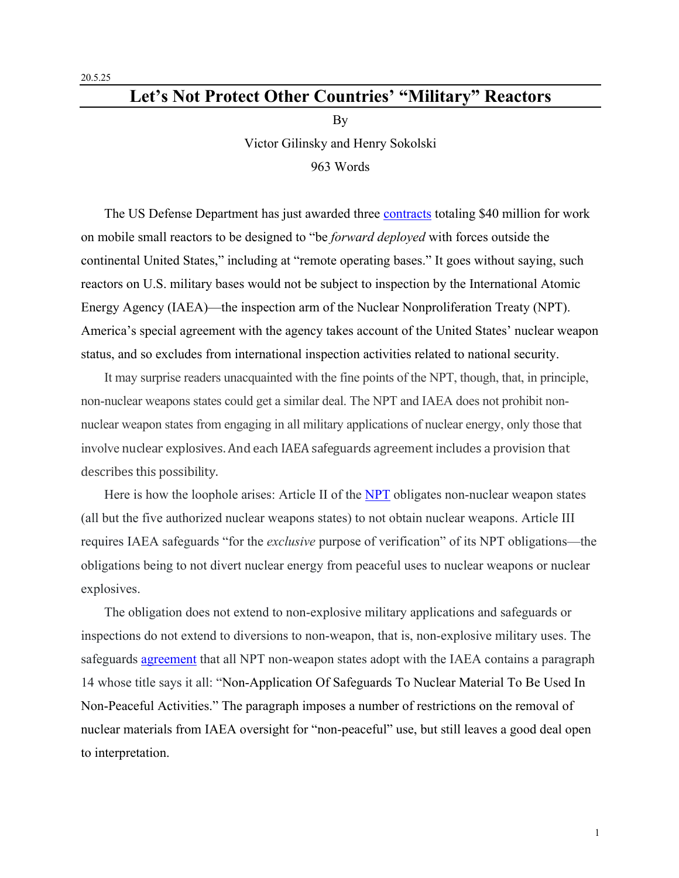20.5.25

# Let's Not Protect Other Countries' "Military" Reactors

By

Victor Gilinsky and Henry Sokolski

963 Words

The US Defense Department has just awarded three contracts totaling $40 million for work on mobile small reactors to be designed to "be *forward deployed* with forces outside the continental United States," including at "remote operating bases." It goes without saying, such reactors on U.S. military bases would not be subject to inspection by the International Atomic Energy Agency (IAEA)—the inspection arm of the Nuclear Nonproliferation Treaty (NPT). America's special agreement with the agency takes account of the United States' nuclear weapon status, and so excludes from international inspection activities related to national security.

It may surprise readers unacquainted with the fine points of the NPT, though, that, in principle, non-nuclear weapons states could get a similar deal. The NPT and IAEA does not prohibit non-nuclear weapon states from engaging in all military applications of nuclear energy, only those that involve nuclear explosives. And each IAEA safeguards agreement includes a provision that describes this possibility.

Here is how the loophole arises: Article II of the NPT obligates non-nuclear weapon states (all but the five authorized nuclear weapons states) to not obtain nuclear weapons. Article III requires IAEA safeguards "for the *exclusive* purpose of verification" of its NPT obligations—the obligations being to not divert nuclear energy from peaceful uses to nuclear weapons or nuclear explosives.

The obligation does not extend to non-explosive military applications and safeguards or inspections do not extend to diversions to non-weapon, that is, non-explosive military uses. The safeguards agreement that all NPT non-weapon states adopt with the IAEA contains a paragraph 14 whose title says it all: "Non-Application Of Safeguards To Nuclear Material To Be Used In Non-Peaceful Activities." The paragraph imposes a number of restrictions on the removal of nuclear materials from IAEA oversight for "non-peaceful" use, but still leaves a good deal open to interpretation.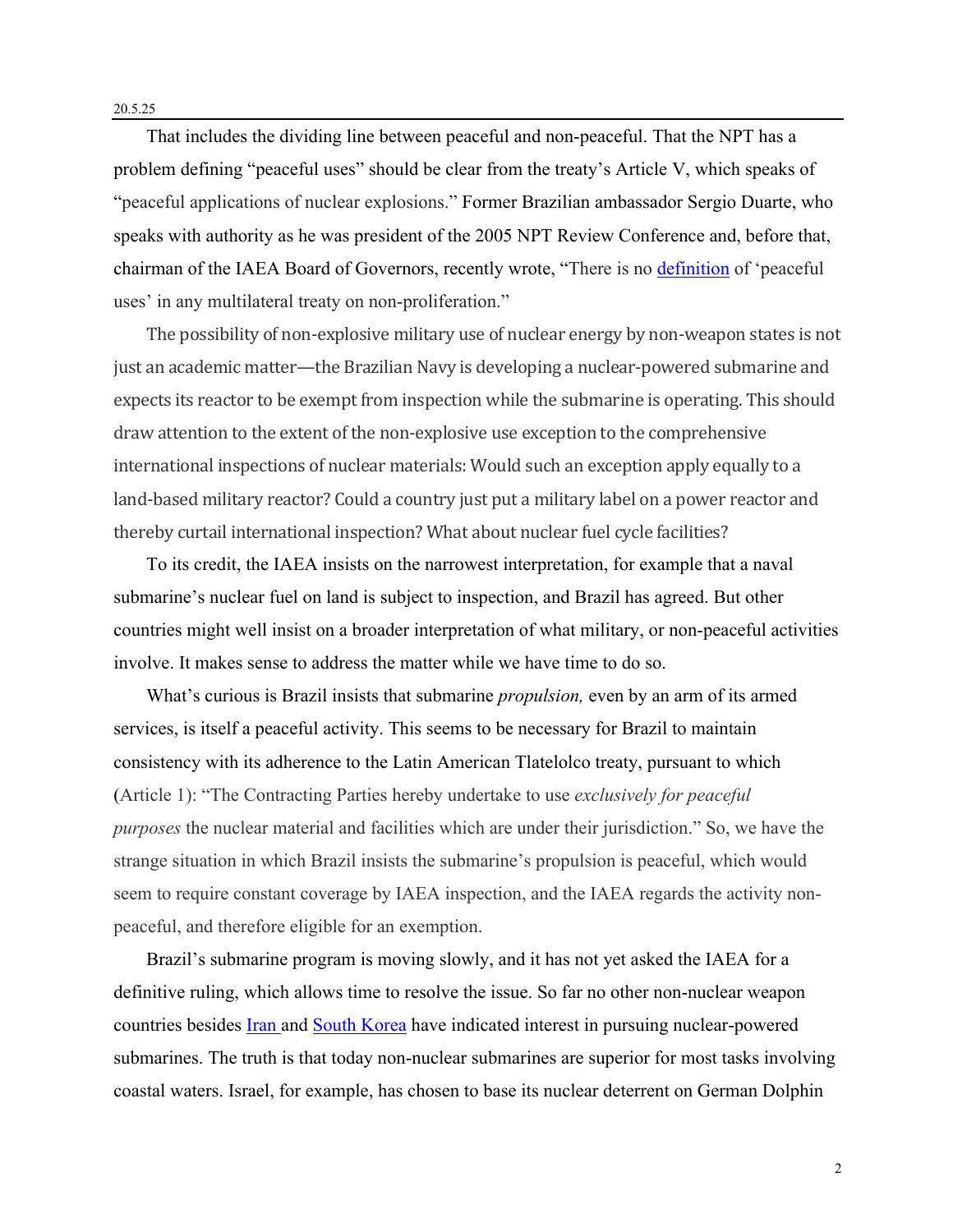That includes the dividing line between peaceful and non-peaceful. That the NPT has a problem defining "peaceful uses" should be clear from the treaty's Article V, which speaks of "peaceful applications of nuclear explosions." Former Brazilian ambassador Sergio Duarte, who speaks with authority as he was president of the 2005 NPT Review Conference and, before that, chairman of the IAEA Board of Governors, recently wrote, "There is no definition of 'peaceful uses' in any multilateral treaty on non-proliferation."

The possibility of non-explosive military use of nuclear energy by non-weapon states is not just an academic matter—the Brazilian Navy is developing a nuclear-powered submarine and expects its reactor to be exempt from inspection while the submarine is operating. This should draw attention to the extent of the non-explosive use exception to the comprehensive international inspections of nuclear materials: Would such an exception apply equally to a land-based military reactor? Could a country just put a military label on a power reactor and thereby curtail international inspection? What about nuclear fuel cycle facilities?

To its credit, the IAEA insists on the narrowest interpretation, for example that a naval submarine's nuclear fuel on land is subject to inspection, and Brazil has agreed. But other countries might well insist on a broader interpretation of what military, or non-peaceful activities involve. It makes sense to address the matter while we have time to do so.

What's curious is Brazil insists that submarine *propulsion,* even by an arm of its armed services, is itself a peaceful activity. This seems to be necessary for Brazil to maintain consistency with its adherence to the Latin American Tlatelolco treaty, pursuant to which (Article 1): "The Contracting Parties hereby undertake to use *exclusively for peaceful purposes* the nuclear material and facilities which are under their jurisdiction." So, we have the strange situation in which Brazil insists the submarine's propulsion is peaceful, which would seem to require constant coverage by IAEA inspection, and the IAEA regards the activity non-peaceful, and therefore eligible for an exemption.

Brazil's submarine program is moving slowly, and it has not yet asked the IAEA for a definitive ruling, which allows time to resolve the issue. So far no other non-nuclear weapon countries besides Iran and South Korea have indicated interest in pursuing nuclear-powered submarines. The truth is that today non-nuclear submarines are superior for most tasks involving coastal waters. Israel, for example, has chosen to base its nuclear deterrent on German Dolphin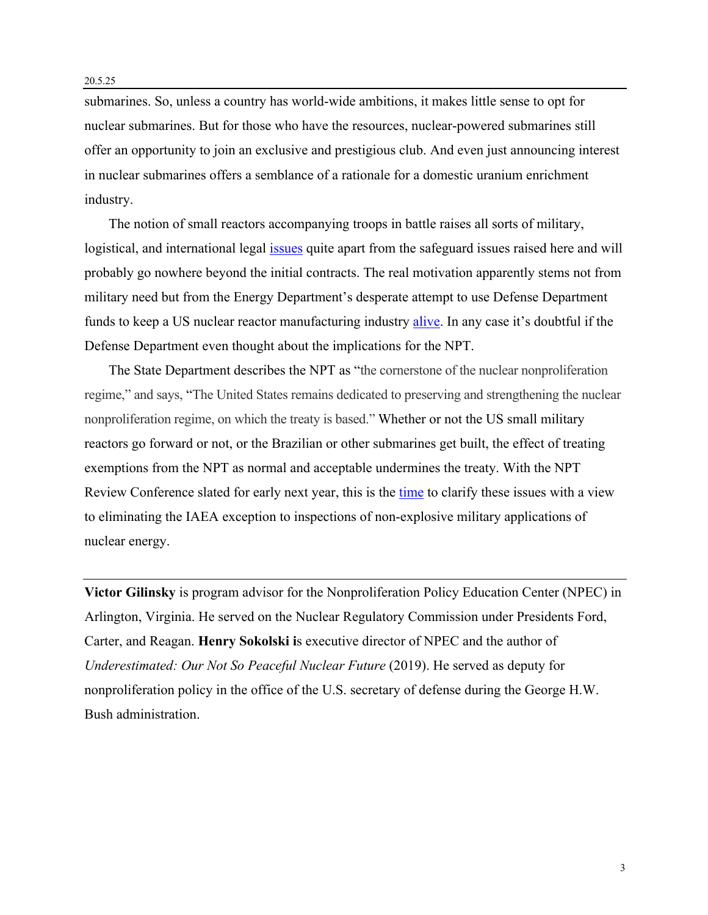submarines. So, unless a country has world-wide ambitions, it makes little sense to opt for nuclear submarines. But for those who have the resources, nuclear-powered submarines still offer an opportunity to join an exclusive and prestigious club. And even just announcing interest in nuclear submarines offers a semblance of a rationale for a domestic uranium enrichment industry.

The notion of small reactors accompanying troops in battle raises all sorts of military, logistical, and international legal issues quite apart from the safeguard issues raised here and will probably go nowhere beyond the initial contracts. The real motivation apparently stems not from military need but from the Energy Department's desperate attempt to use Defense Department funds to keep a US nuclear reactor manufacturing industry alive. In any case it's doubtful if the Defense Department even thought about the implications for the NPT.

The State Department describes the NPT as "the cornerstone of the nuclear nonproliferation regime," and says, "The United States remains dedicated to preserving and strengthening the nuclear nonproliferation regime, on which the treaty is based." Whether or not the US small military reactors go forward or not, or the Brazilian or other submarines get built, the effect of treating exemptions from the NPT as normal and acceptable undermines the treaty. With the NPT Review Conference slated for early next year, this is the time to clarify these issues with a view to eliminating the IAEA exception to inspections of non-explosive military applications of nuclear energy.

---

**Victor Gilinsky** is program advisor for the Nonproliferation Policy Education Center (NPEC) in Arlington, Virginia. He served on the Nuclear Regulatory Commission under Presidents Ford, Carter, and Reagan. **Henry Sokolski i**s executive director of NPEC and the author of *Underestimated: Our Not So Peaceful Nuclear Future* (2019). He served as deputy for nonproliferation policy in the office of the U.S. secretary of defense during the George H.W. Bush administration.